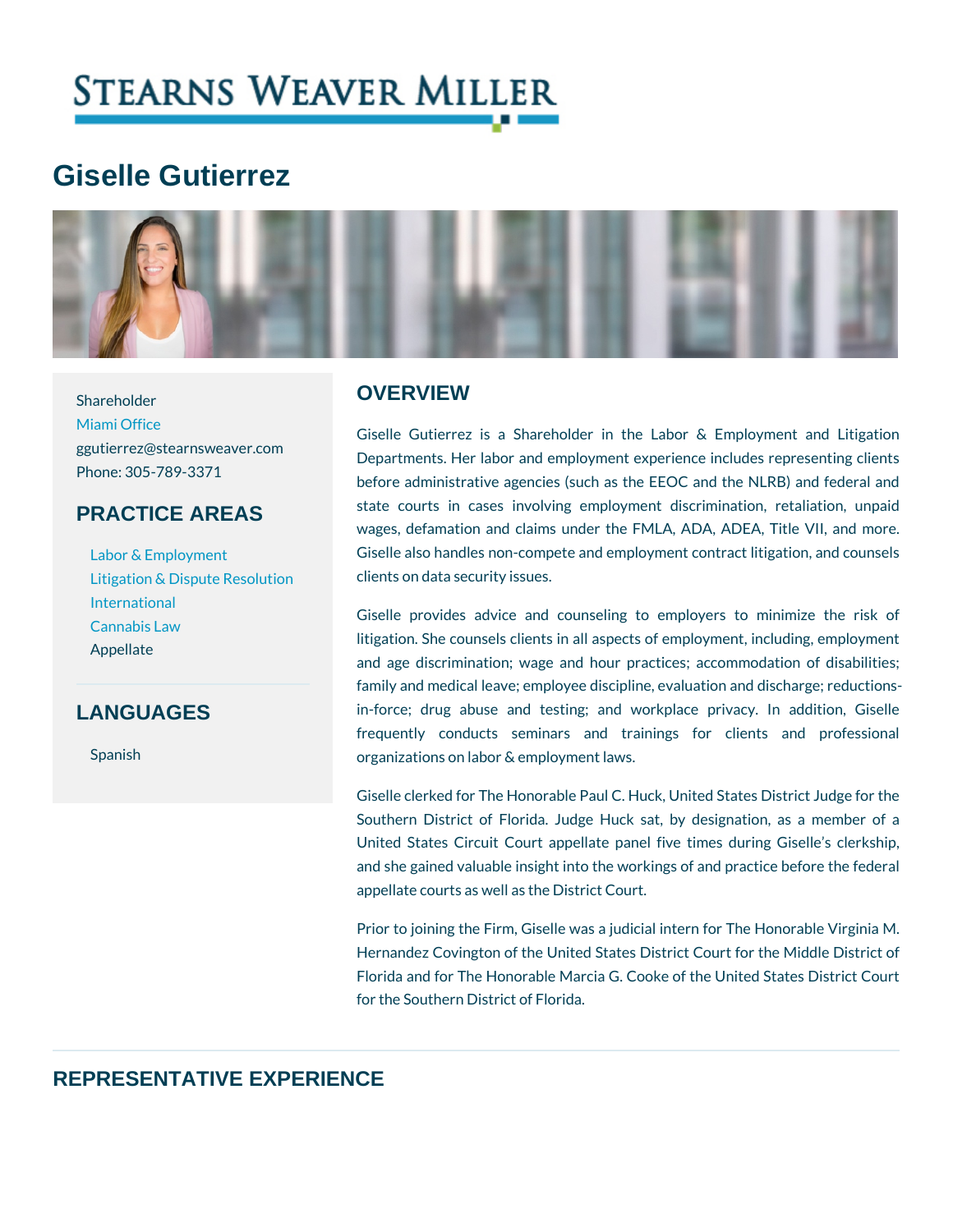# Giselle Gutierrez

Shareholder
Miami Office
ggutierrez@stearnsweaver.com
Phone: 305-789-3371

## PRACTICE AREAS

- Labor & Employment
- Litigation & Dispute Resolution
- International
- Cannabis Law
- Appellate

## LANGUAGES

Spanish

## OVERVIEW

Giselle Gutierrez is a Shareholder in the Labor & Employment and Litigation Departments. Her labor and employment experience includes representing clients before administrative agencies (such as the EEOC and the NLRB) and federal and state courts in cases involving employment discrimination, retaliation, unpaid wages, defamation and claims under the FMLA, ADA, ADEA, Title VII, and more. Giselle also handles non-compete and employment contract litigation, and counsels clients on data security issues.

Giselle provides advice and counseling to employers to minimize the risk of litigation. She counsels clients in all aspects of employment, including, employment and age discrimination; wage and hour practices; accommodation of disabilities; family and medical leave; employee discipline, evaluation and discharge; reductions-in-force; drug abuse and testing; and workplace privacy. In addition, Giselle frequently conducts seminars and trainings for clients and professional organizations on labor & employment laws.

Giselle clerked for The Honorable Paul C. Huck, United States District Judge for the Southern District of Florida. Judge Huck sat, by designation, as a member of a United States Circuit Court appellate panel five times during Giselle's clerkship, and she gained valuable insight into the workings of and practice before the federal appellate courts as well as the District Court.

Prior to joining the Firm, Giselle was a judicial intern for The Honorable Virginia M. Hernandez Covington of the United States District Court for the Middle District of Florida and for The Honorable Marcia G. Cooke of the United States District Court for the Southern District of Florida.

## REPRESENTATIVE EXPERIENCE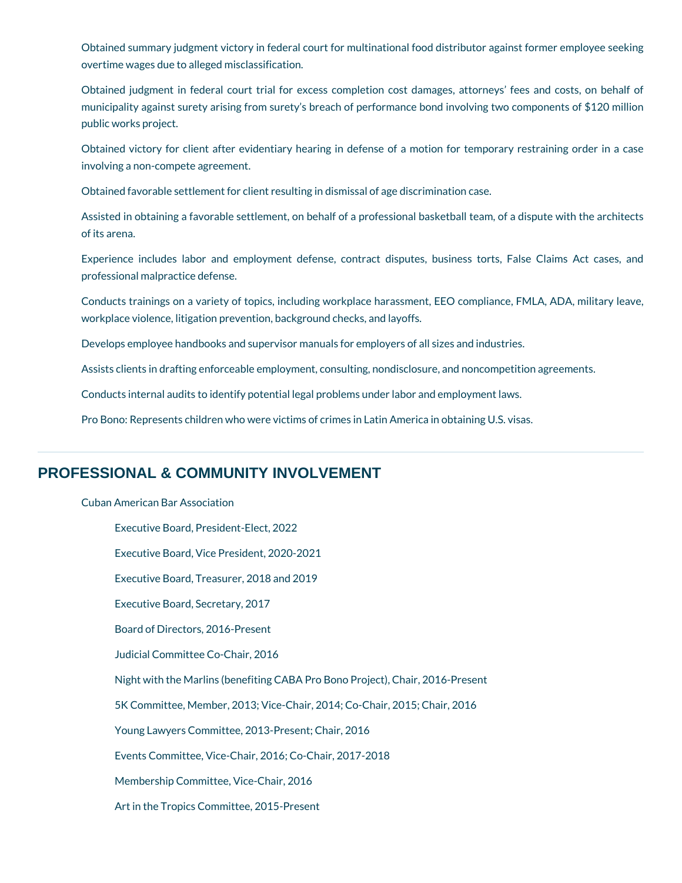Obtained summary judgment victory in federal court for multinational food distributor against former employee seeking overtime wages due to alleged misclassification.

Obtained judgment in federal court trial for excess completion cost damages, attorneys' fees and costs, on behalf of municipality against surety arising from surety's breach of performance bond involving two components of $120 million public works project.

Obtained victory for client after evidentiary hearing in defense of a motion for temporary restraining order in a case involving a non-compete agreement.

Obtained favorable settlement for client resulting in dismissal of age discrimination case.

Assisted in obtaining a favorable settlement, on behalf of a professional basketball team, of a dispute with the architects of its arena.

Experience includes labor and employment defense, contract disputes, business torts, False Claims Act cases, and professional malpractice defense.

Conducts trainings on a variety of topics, including workplace harassment, EEO compliance, FMLA, ADA, military leave, workplace violence, litigation prevention, background checks, and layoffs.

Develops employee handbooks and supervisor manuals for employers of all sizes and industries.

Assists clients in drafting enforceable employment, consulting, nondisclosure, and noncompetition agreements.

Conducts internal audits to identify potential legal problems under labor and employment laws.

Pro Bono: Represents children who were victims of crimes in Latin America in obtaining U.S. visas.

## PROFESSIONAL & COMMUNITY INVOLVEMENT

Cuban American Bar Association

- Executive Board, President-Elect, 2022
- Executive Board, Vice President, 2020-2021
- Executive Board, Treasurer, 2018 and 2019
- Executive Board, Secretary, 2017
- Board of Directors, 2016-Present
- Judicial Committee Co-Chair, 2016
- Night with the Marlins (benefiting CABA Pro Bono Project), Chair, 2016-Present
- 5K Committee, Member, 2013; Vice-Chair, 2014; Co-Chair, 2015; Chair, 2016
- Young Lawyers Committee, 2013-Present; Chair, 2016
- Events Committee, Vice-Chair, 2016; Co-Chair, 2017-2018
- Membership Committee, Vice-Chair, 2016
- Art in the Tropics Committee, 2015-Present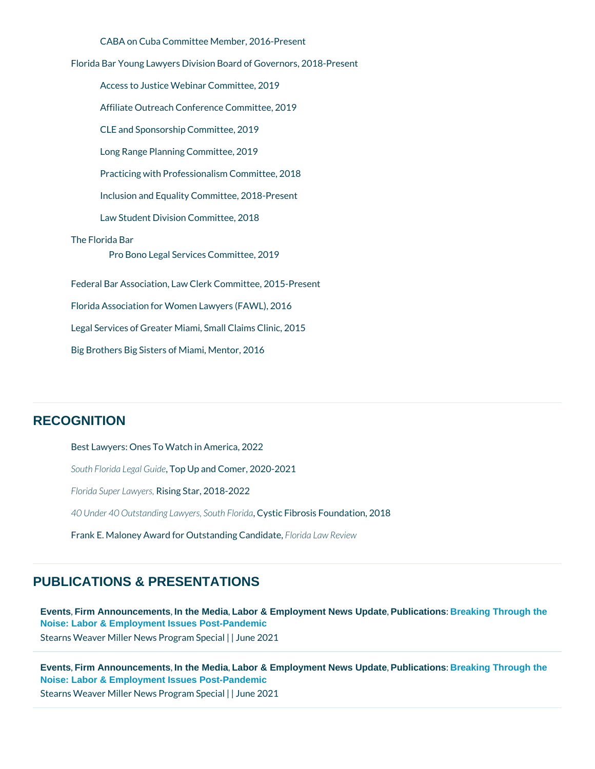- CABA on Cuba Committee Member, 2016-Present

Florida Bar Young Lawyers Division Board of Governors, 2018-Present

- Access to Justice Webinar Committee, 2019
- Affiliate Outreach Conference Committee, 2019
- CLE and Sponsorship Committee, 2019
- Long Range Planning Committee, 2019
- Practicing with Professionalism Committee, 2018
- Inclusion and Equality Committee, 2018-Present
- Law Student Division Committee, 2018

The Florida Bar

- Pro Bono Legal Services Committee, 2019

Federal Bar Association, Law Clerk Committee, 2015-Present

Florida Association for Women Lawyers (FAWL), 2016

Legal Services of Greater Miami, Small Claims Clinic, 2015

Big Brothers Big Sisters of Miami, Mentor, 2016

## RECOGNITION

Best Lawyers: Ones To Watch in America, 2022

*South Florida Legal Guide*, Top Up and Comer, 2020-2021

*Florida Super Lawyers,* Rising Star, 2018-2022

*40 Under 40 Outstanding Lawyers, South Florida*, Cystic Fibrosis Foundation, 2018

Frank E. Maloney Award for Outstanding Candidate, *Florida Law Review*

## PUBLICATIONS & PRESENTATIONS

**Events**, **Firm Announcements**, **In the Media**, **Labor & Employment News Update**, **Publications**: **Breaking Through the Noise: Labor & Employment Issues Post-Pandemic**
Stearns Weaver Miller News Program Special | | June 2021

**Events**, **Firm Announcements**, **In the Media**, **Labor & Employment News Update**, **Publications**: **Breaking Through the Noise: Labor & Employment Issues Post-Pandemic**
Stearns Weaver Miller News Program Special | | June 2021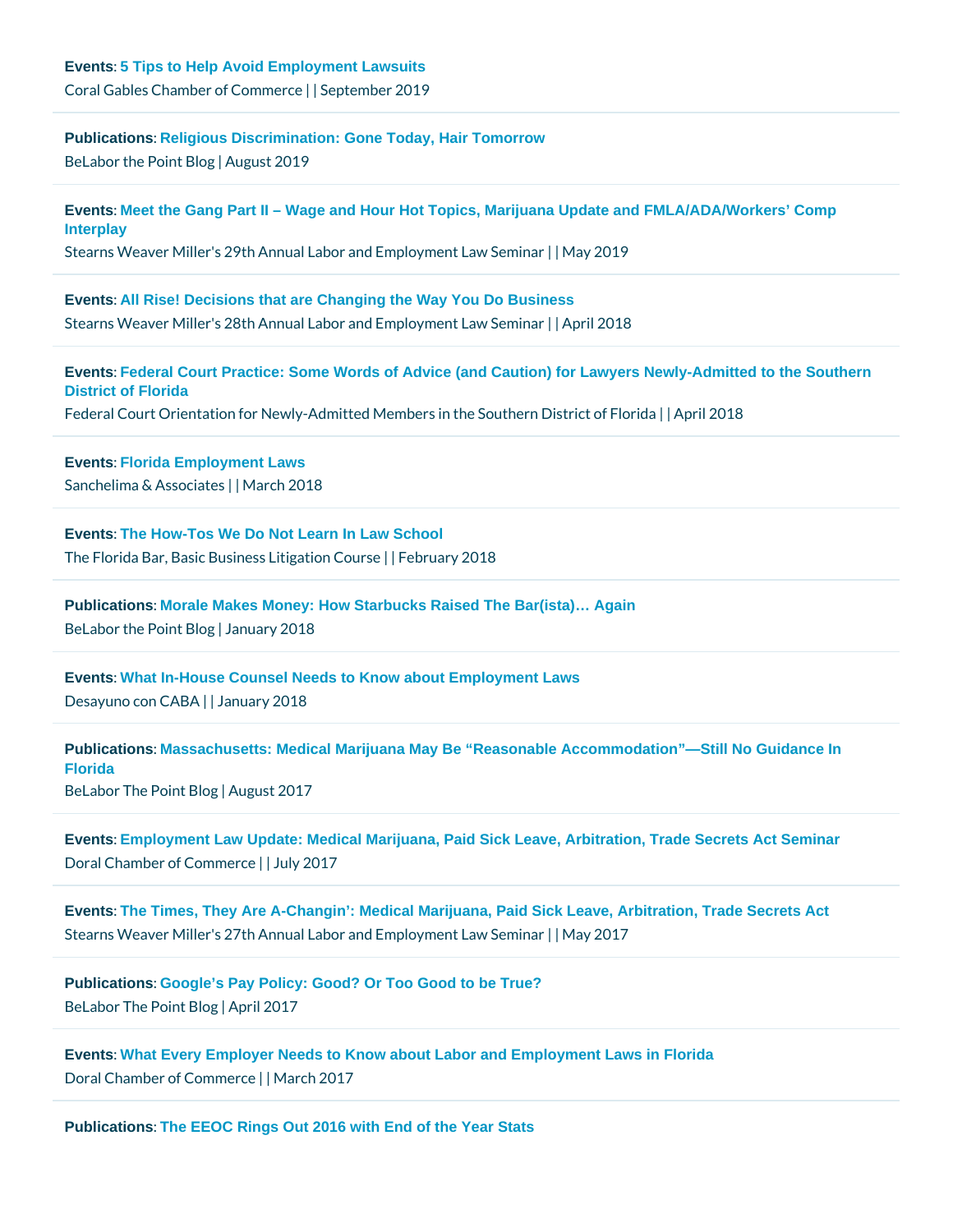**Events**: 5 Tips to Help Avoid Employment Lawsuits
Coral Gables Chamber of Commerce | | September 2019

---

**Publications**: Religious Discrimination: Gone Today, Hair Tomorrow
BeLabor the Point Blog | August 2019

---

**Events**: Meet the Gang Part II – Wage and Hour Hot Topics, Marijuana Update and FMLA/ADA/Workers' Comp Interplay
Stearns Weaver Miller's 29th Annual Labor and Employment Law Seminar | | May 2019

---

**Events**: All Rise! Decisions that are Changing the Way You Do Business
Stearns Weaver Miller's 28th Annual Labor and Employment Law Seminar | | April 2018

---

**Events**: Federal Court Practice: Some Words of Advice (and Caution) for Lawyers Newly-Admitted to the Southern District of Florida
Federal Court Orientation for Newly-Admitted Members in the Southern District of Florida | | April 2018

---

**Events**: Florida Employment Laws
Sanchelima & Associates | | March 2018

---

**Events**: The How-Tos We Do Not Learn In Law School
The Florida Bar, Basic Business Litigation Course | | February 2018

---

**Publications**: Morale Makes Money: How Starbucks Raised The Bar(ista)… Again
BeLabor the Point Blog | January 2018

---

**Events**: What In-House Counsel Needs to Know about Employment Laws
Desayuno con CABA | | January 2018

---

**Publications**: Massachusetts: Medical Marijuana May Be "Reasonable Accommodation"—Still No Guidance In Florida
BeLabor The Point Blog | August 2017

---

**Events**: Employment Law Update: Medical Marijuana, Paid Sick Leave, Arbitration, Trade Secrets Act Seminar
Doral Chamber of Commerce | | July 2017

---

**Events**: The Times, They Are A-Changin': Medical Marijuana, Paid Sick Leave, Arbitration, Trade Secrets Act
Stearns Weaver Miller's 27th Annual Labor and Employment Law Seminar | | May 2017

---

**Publications**: Google's Pay Policy: Good? Or Too Good to be True?
BeLabor The Point Blog | April 2017

---

**Events**: What Every Employer Needs to Know about Labor and Employment Laws in Florida
Doral Chamber of Commerce | | March 2017

---

**Publications**: The EEOC Rings Out 2016 with End of the Year Stats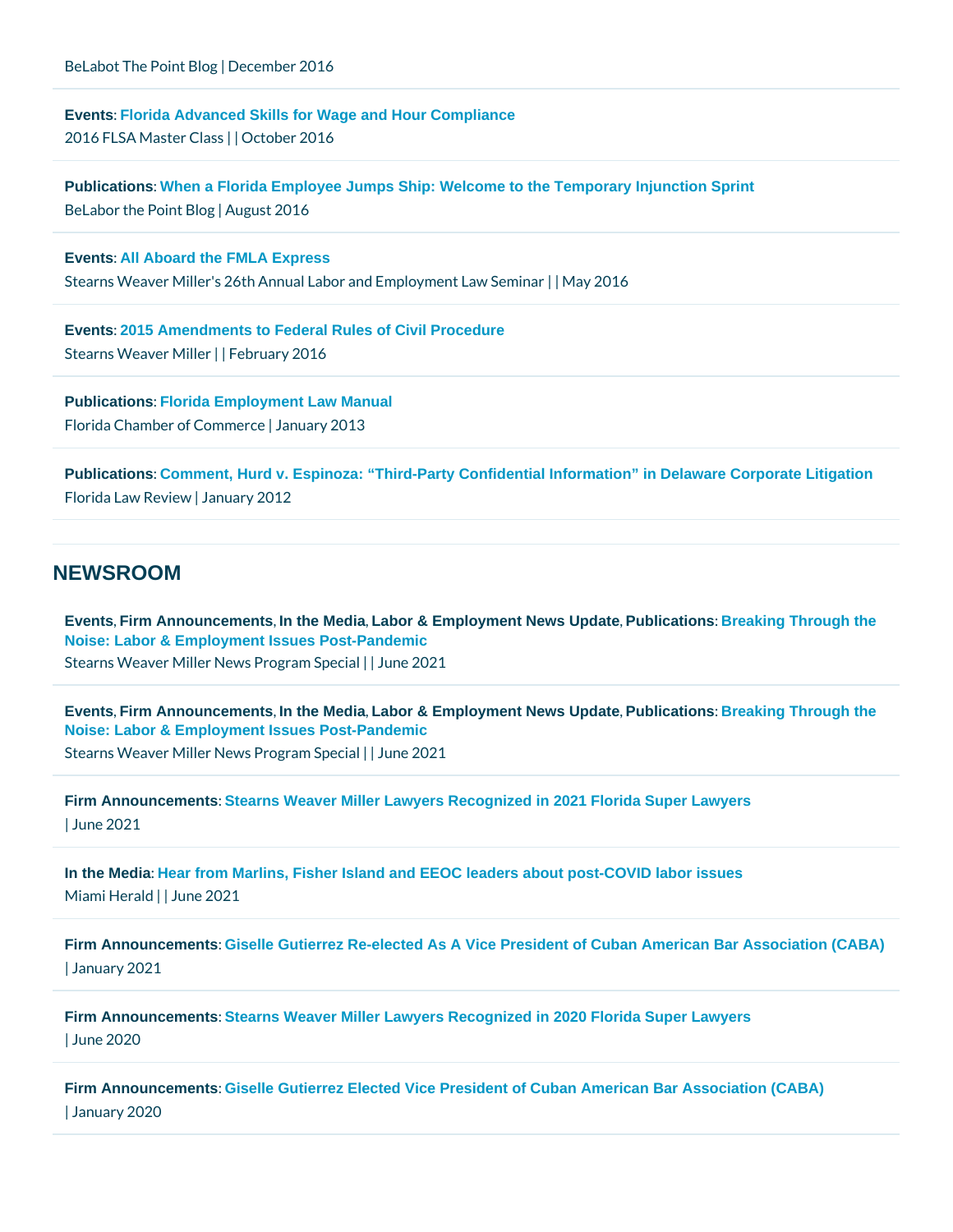BeLabot The Point Blog | December 2016

**Events**: **Florida Advanced Skills for Wage and Hour Compliance**
2016 FLSA Master Class | | October 2016

**Publications**: **When a Florida Employee Jumps Ship: Welcome to the Temporary Injunction Sprint**
BeLabor the Point Blog | August 2016

**Events**: **All Aboard the FMLA Express**
Stearns Weaver Miller's 26th Annual Labor and Employment Law Seminar | | May 2016

**Events**: **2015 Amendments to Federal Rules of Civil Procedure**
Stearns Weaver Miller | | February 2016

**Publications**: **Florida Employment Law Manual**
Florida Chamber of Commerce | January 2013

**Publications**: **Comment, Hurd v. Espinoza: “Third-Party Confidential Information” in Delaware Corporate Litigation**
Florida Law Review | January 2012

## NEWSROOM

**Events**, **Firm Announcements**, **In the Media**, **Labor & Employment News Update**, **Publications**: **Breaking Through the Noise: Labor & Employment Issues Post-Pandemic**
Stearns Weaver Miller News Program Special | | June 2021

**Events**, **Firm Announcements**, **In the Media**, **Labor & Employment News Update**, **Publications**: **Breaking Through the Noise: Labor & Employment Issues Post-Pandemic**
Stearns Weaver Miller News Program Special | | June 2021

**Firm Announcements**: **Stearns Weaver Miller Lawyers Recognized in 2021 Florida Super Lawyers**
| June 2021

**In the Media**: **Hear from Marlins, Fisher Island and EEOC leaders about post-COVID labor issues**
Miami Herald | | June 2021

**Firm Announcements**: **Giselle Gutierrez Re-elected As A Vice President of Cuban American Bar Association (CABA)**
| January 2021

**Firm Announcements**: **Stearns Weaver Miller Lawyers Recognized in 2020 Florida Super Lawyers**
| June 2020

**Firm Announcements**: **Giselle Gutierrez Elected Vice President of Cuban American Bar Association (CABA)**
| January 2020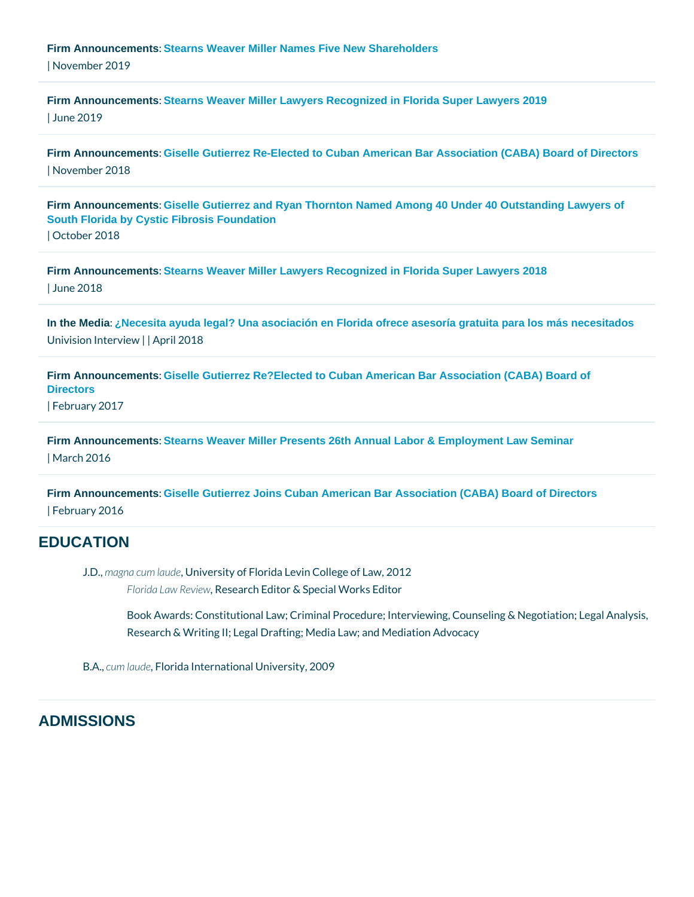**Firm Announcements**: Stearns Weaver Miller Names Five New Shareholders
| November 2019

**Firm Announcements**: Stearns Weaver Miller Lawyers Recognized in Florida Super Lawyers 2019
| June 2019

**Firm Announcements**: Giselle Gutierrez Re-Elected to Cuban American Bar Association (CABA) Board of Directors
| November 2018

**Firm Announcements**: Giselle Gutierrez and Ryan Thornton Named Among 40 Under 40 Outstanding Lawyers of South Florida by Cystic Fibrosis Foundation
| October 2018

**Firm Announcements**: Stearns Weaver Miller Lawyers Recognized in Florida Super Lawyers 2018
| June 2018

**In the Media**: ¿Necesita ayuda legal? Una asociación en Florida ofrece asesoría gratuita para los más necesitados
Univision Interview | | April 2018

**Firm Announcements**: Giselle Gutierrez Re?Elected to Cuban American Bar Association (CABA) Board of Directors
| February 2017

**Firm Announcements**: Stearns Weaver Miller Presents 26th Annual Labor & Employment Law Seminar
| March 2016

**Firm Announcements**: Giselle Gutierrez Joins Cuban American Bar Association (CABA) Board of Directors
| February 2016

## EDUCATION

J.D., *magna cum laude*, University of Florida Levin College of Law, 2012

*Florida Law Review*, Research Editor & Special Works Editor

Book Awards: Constitutional Law; Criminal Procedure; Interviewing, Counseling & Negotiation; Legal Analysis, Research & Writing II; Legal Drafting; Media Law; and Mediation Advocacy

B.A., *cum laude*, Florida International University, 2009

## ADMISSIONS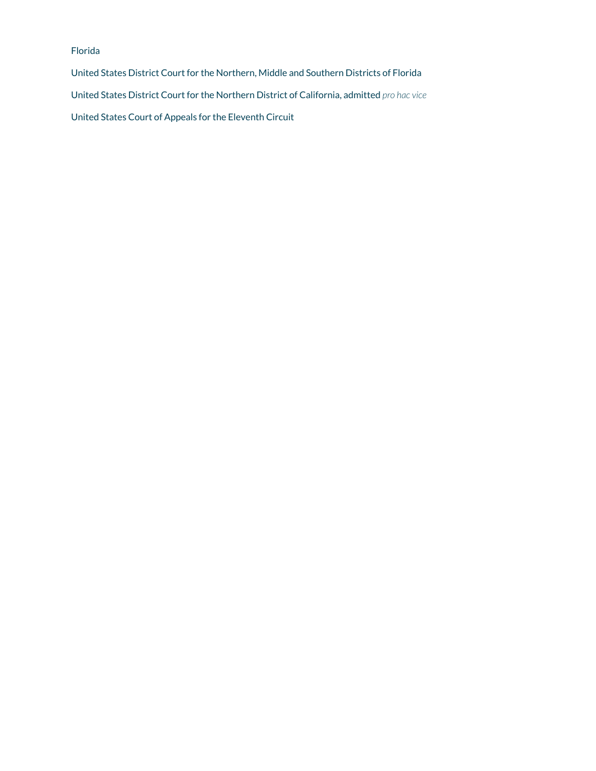Florida

United States District Court for the Northern, Middle and Southern Districts of Florida

United States District Court for the Northern District of California, admitted *pro hac vice*

United States Court of Appeals for the Eleventh Circuit